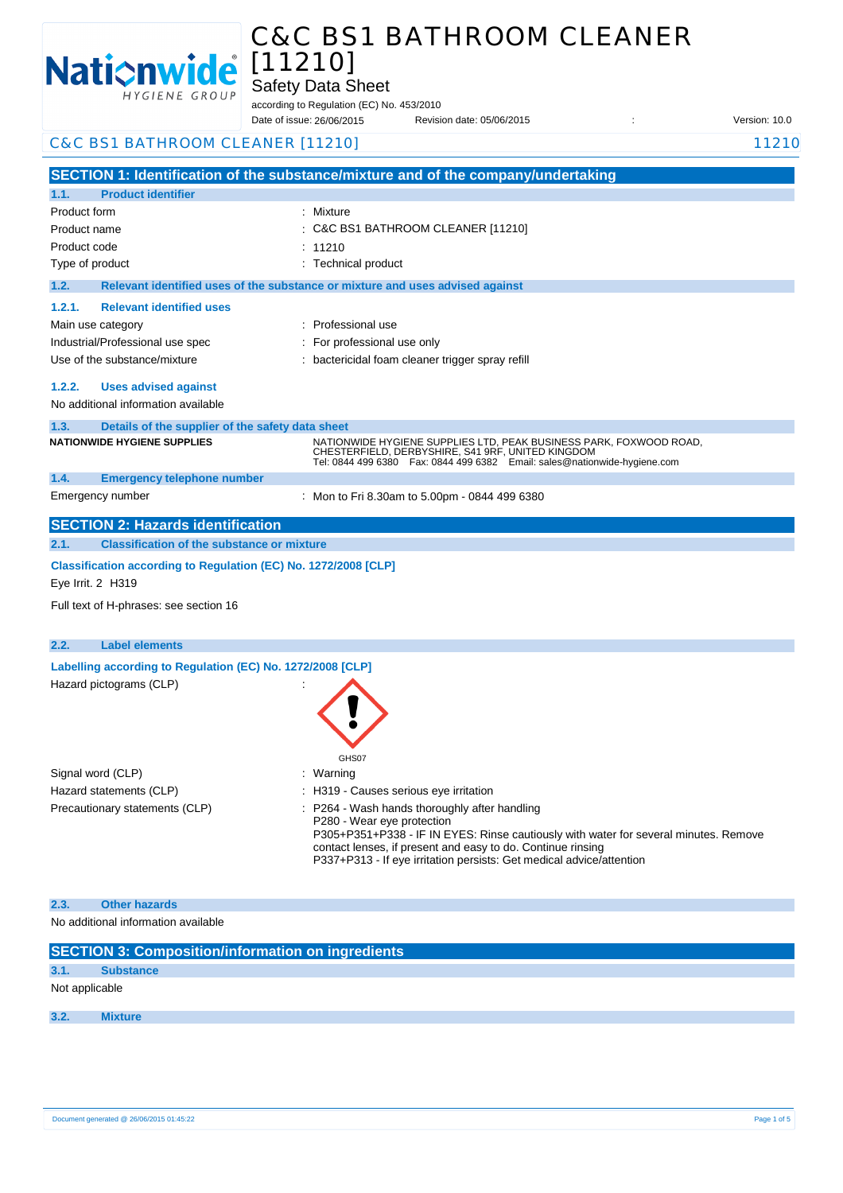# C&C BS1 BATHROOM CLEANER [11210]

Safety Data Sheet

according to Regulation (EC) No. 453/2010

Date of issue: 26/06/2015 Revision date: 05/06/2015 : Version: 10.0

C&C BS1 BATHROOM CLEANER [11210] 11210

## SECTION 1: Identification of the substance/mixture and of the company/undertaking

### 1.1. Product identifier

| | |
|---|---|
| Product form | : Mixture |
| Product name | : C&C BS1 BATHROOM CLEANER [11210] |
| Product code | : 11210 |
| Type of product | : Technical product |

### 1.2. Relevant identified uses of the substance or mixture and uses advised against

#### 1.2.1. Relevant identified uses

| | |
|---|---|
| Main use category | : Professional use |
| Industrial/Professional use spec | : For professional use only |
| Use of the substance/mixture | : bactericidal foam cleaner trigger spray refill |

#### 1.2.2. Uses advised against

No additional information available

### 1.3. Details of the supplier of the safety data sheet

**NATIONWIDE HYGIENE SUPPLIES**

NATIONWIDE HYGIENE SUPPLIES LTD, PEAK BUSINESS PARK, FOXWOOD ROAD, CHESTERFIELD, DERBYSHIRE, S41 9RF, UNITED KINGDOM
Tel: 0844 499 6380 Fax: 0844 499 6382 Email: sales@nationwide-hygiene.com

### 1.4. Emergency telephone number

| | |
|---|---|
| Emergency number | : Mon to Fri 8.30am to 5.00pm - 0844 499 6380 |

## SECTION 2: Hazards identification

### 2.1. Classification of the substance or mixture

**Classification according to Regulation (EC) No. 1272/2008 [CLP]**

Eye Irrit. 2 H319

Full text of H-phrases: see section 16

### 2.2. Label elements

**Labelling according to Regulation (EC) No. 1272/2008 [CLP]**

Hazard pictograms (CLP) :

GHS07

| | |
|---|---|
| Signal word (CLP) | : Warning |
| Hazard statements (CLP) | : H319 - Causes serious eye irritation |
| Precautionary statements (CLP) | : P264 - Wash hands thoroughly after handling<br>P280 - Wear eye protection<br>P305+P351+P338 - IF IN EYES: Rinse cautiously with water for several minutes. Remove contact lenses, if present and easy to do. Continue rinsing<br>P337+P313 - If eye irritation persists: Get medical advice/attention |

### 2.3. Other hazards

No additional information available

## SECTION 3: Composition/information on ingredients

### 3.1. Substance

Not applicable

### 3.2. Mixture

Document generated @ 26/06/2015 01:45:22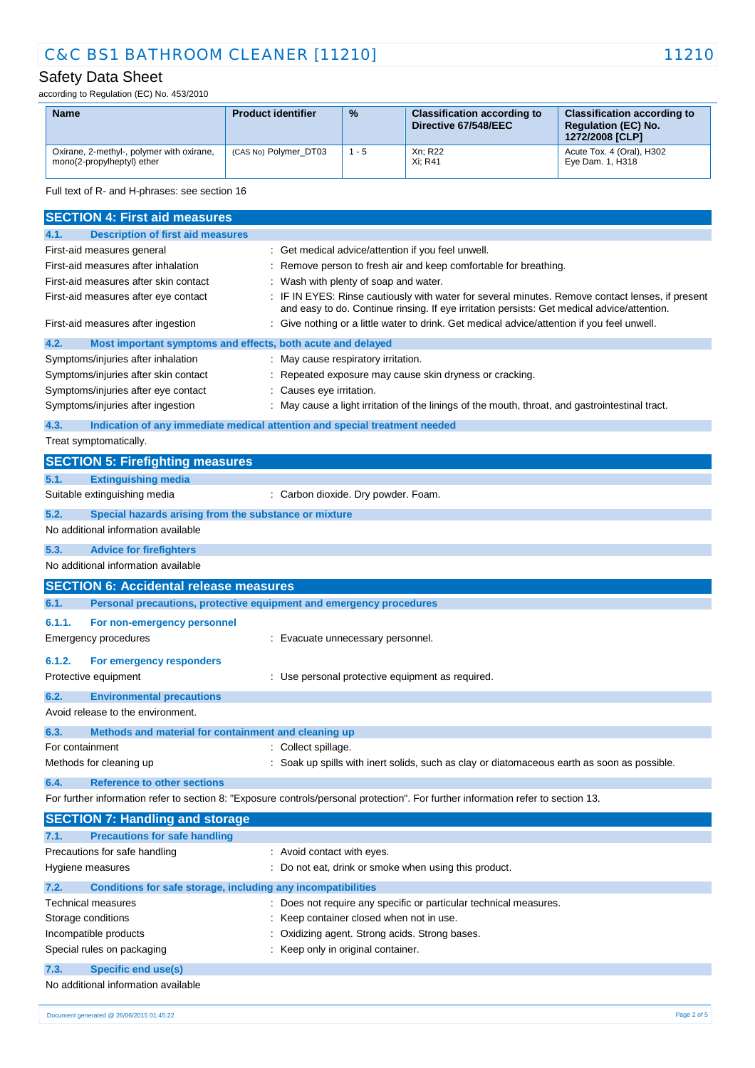| Name | Product identifier | % | Classification according to Directive 67/548/EEC | Classification according to Regulation (EC) No. 1272/2008 [CLP] |
|---|---|---|---|---|
| Oxirane, 2-methyl-, polymer with oxirane, mono(2-propylheptyl) ether | (CAS No) Polymer_DT03 | 1 - 5 | Xn; R22<br>Xi; R41 | Acute Tox. 4 (Oral), H302<br>Eye Dam. 1, H318 |

Full text of R- and H-phrases: see section 16

## SECTION 4: First aid measures

### 4.1. Description of first aid measures

First-aid measures general : Get medical advice/attention if you feel unwell.

First-aid measures after inhalation : Remove person to fresh air and keep comfortable for breathing.

First-aid measures after skin contact : Wash with plenty of soap and water.

First-aid measures after eye contact : IF IN EYES: Rinse cautiously with water for several minutes. Remove contact lenses, if present and easy to do. Continue rinsing. If eye irritation persists: Get medical advice/attention.

First-aid measures after ingestion : Give nothing or a little water to drink. Get medical advice/attention if you feel unwell.

### 4.2. Most important symptoms and effects, both acute and delayed

Symptoms/injuries after inhalation : May cause respiratory irritation.

Symptoms/injuries after skin contact : Repeated exposure may cause skin dryness or cracking.

Symptoms/injuries after eye contact : Causes eye irritation.

Symptoms/injuries after ingestion : May cause a light irritation of the linings of the mouth, throat, and gastrointestinal tract.

### 4.3. Indication of any immediate medical attention and special treatment needed

Treat symptomatically.

## SECTION 5: Firefighting measures

### 5.1. Extinguishing media

Suitable extinguishing media : Carbon dioxide. Dry powder. Foam.

### 5.2. Special hazards arising from the substance or mixture

No additional information available

### 5.3. Advice for firefighters

No additional information available

## SECTION 6: Accidental release measures

### 6.1. Personal precautions, protective equipment and emergency procedures

#### 6.1.1. For non-emergency personnel

Emergency procedures : Evacuate unnecessary personnel.

#### 6.1.2. For emergency responders

Protective equipment : Use personal protective equipment as required.

### 6.2. Environmental precautions

Avoid release to the environment.

### 6.3. Methods and material for containment and cleaning up

For containment : Collect spillage.

Methods for cleaning up : Soak up spills with inert solids, such as clay or diatomaceous earth as soon as possible.

### 6.4. Reference to other sections

For further information refer to section 8: "Exposure controls/personal protection". For further information refer to section 13.

## SECTION 7: Handling and storage

### 7.1. Precautions for safe handling

Precautions for safe handling : Avoid contact with eyes.

Hygiene measures : Do not eat, drink or smoke when using this product.

### 7.2. Conditions for safe storage, including any incompatibilities

Technical measures : Does not require any specific or particular technical measures.

Storage conditions : Keep container closed when not in use.

Incompatible products : Oxidizing agent. Strong acids. Strong bases.

Special rules on packaging : Keep only in original container.

### 7.3. Specific end use(s)

No additional information available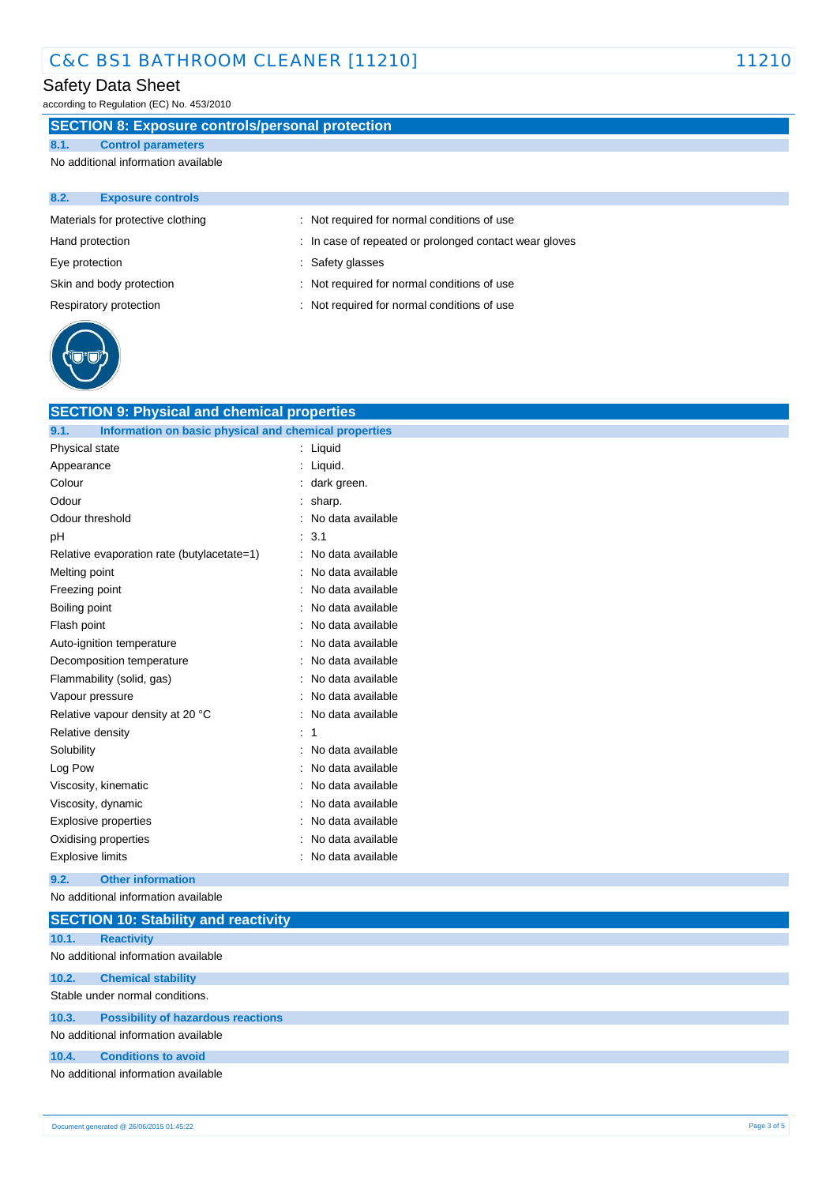## SECTION 8: Exposure controls/personal protection

### 8.1. Control parameters

No additional information available

### 8.2. Exposure controls

| | |
|---|---|
| Materials for protective clothing | : Not required for normal conditions of use |
| Hand protection | : In case of repeated or prolonged contact wear gloves |
| Eye protection | : Safety glasses |
| Skin and body protection | : Not required for normal conditions of use |
| Respiratory protection | : Not required for normal conditions of use |

## SECTION 9: Physical and chemical properties

### 9.1. Information on basic physical and chemical properties

| | |
|---|---|
| Physical state | : Liquid |
| Appearance | : Liquid. |
| Colour | : dark green. |
| Odour | : sharp. |
| Odour threshold | : No data available |
| pH | : 3.1 |
| Relative evaporation rate (butylacetate=1) | : No data available |
| Melting point | : No data available |
| Freezing point | : No data available |
| Boiling point | : No data available |
| Flash point | : No data available |
| Auto-ignition temperature | : No data available |
| Decomposition temperature | : No data available |
| Flammability (solid, gas) | : No data available |
| Vapour pressure | : No data available |
| Relative vapour density at 20 °C | : No data available |
| Relative density | : 1 |
| Solubility | : No data available |
| Log Pow | : No data available |
| Viscosity, kinematic | : No data available |
| Viscosity, dynamic | : No data available |
| Explosive properties | : No data available |
| Oxidising properties | : No data available |
| Explosive limits | : No data available |

### 9.2. Other information

No additional information available

## SECTION 10: Stability and reactivity

### 10.1. Reactivity

No additional information available

### 10.2. Chemical stability

Stable under normal conditions.

### 10.3. Possibility of hazardous reactions

No additional information available

### 10.4. Conditions to avoid

No additional information available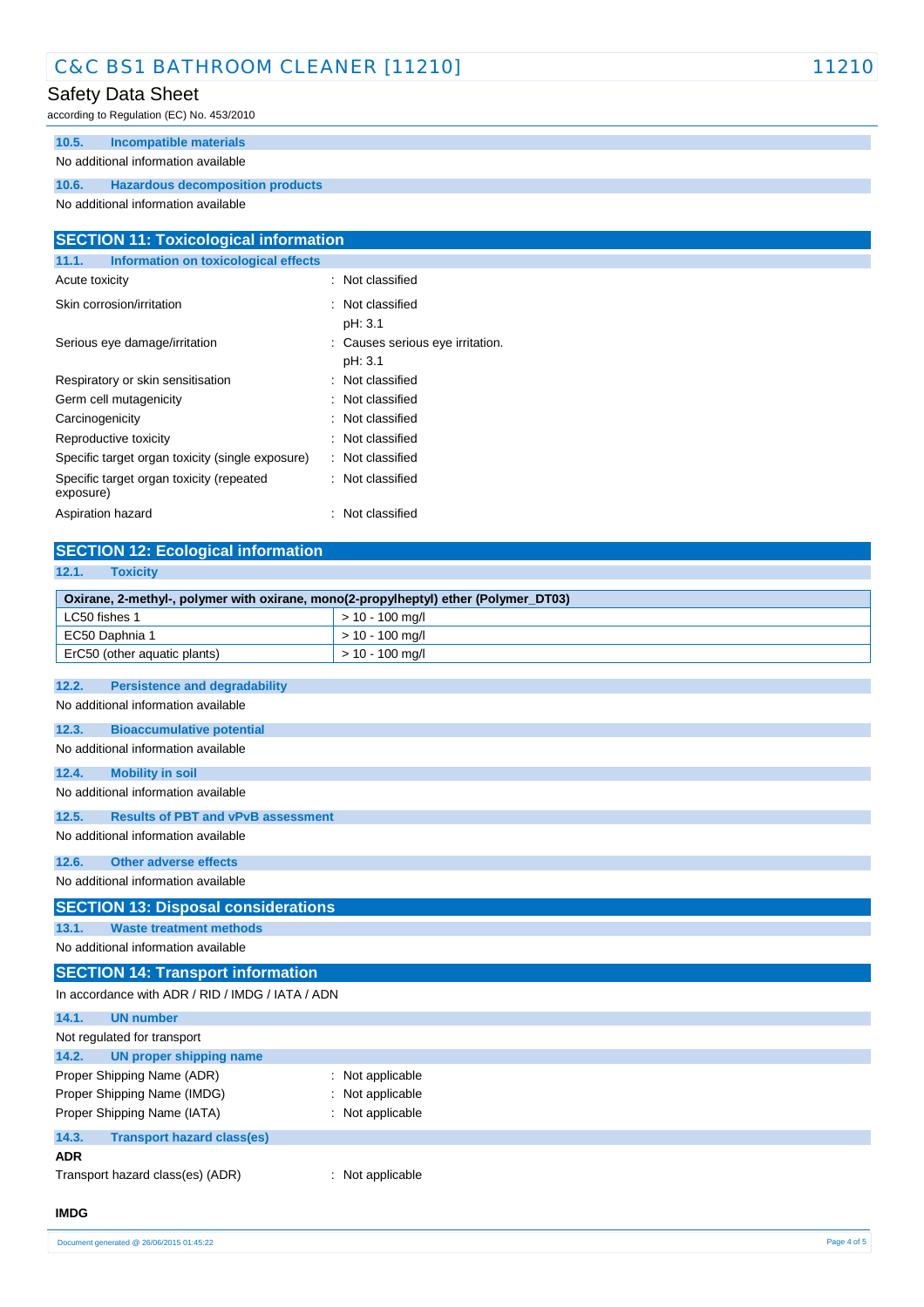### 10.5. Incompatible materials

No additional information available

### 10.6. Hazardous decomposition products

No additional information available

## SECTION 11: Toxicological information

### 11.1. Information on toxicological effects

| | |
|---|---|
| Acute toxicity | : Not classified |
| Skin corrosion/irritation | : Not classified<br>pH: 3.1 |
| Serious eye damage/irritation | : Causes serious eye irritation.<br>pH: 3.1 |
| Respiratory or skin sensitisation | : Not classified |
| Germ cell mutagenicity | : Not classified |
| Carcinogenicity | : Not classified |
| Reproductive toxicity | : Not classified |
| Specific target organ toxicity (single exposure) | : Not classified |
| Specific target organ toxicity (repeated exposure) | : Not classified |
| Aspiration hazard | : Not classified |

## SECTION 12: Ecological information

### 12.1. Toxicity

| Oxirane, 2-methyl-, polymer with oxirane, mono(2-propylheptyl) ether (Polymer_DT03) | |
|---|---|
| LC50 fishes 1 | > 10 - 100 mg/l |
| EC50 Daphnia 1 | > 10 - 100 mg/l |
| ErC50 (other aquatic plants) | > 10 - 100 mg/l |

### 12.2. Persistence and degradability

No additional information available

### 12.3. Bioaccumulative potential

No additional information available

### 12.4. Mobility in soil

No additional information available

### 12.5. Results of PBT and vPvB assessment

No additional information available

### 12.6. Other adverse effects

No additional information available

## SECTION 13: Disposal considerations

### 13.1. Waste treatment methods

No additional information available

## SECTION 14: Transport information

In accordance with ADR / RID / IMDG / IATA / ADN

### 14.1. UN number

Not regulated for transport

### 14.2. UN proper shipping name

| | |
|---|---|
| Proper Shipping Name (ADR) | : Not applicable |
| Proper Shipping Name (IMDG) | : Not applicable |
| Proper Shipping Name (IATA) | : Not applicable |

### 14.3. Transport hazard class(es)

**ADR**

Transport hazard class(es) (ADR) : Not applicable

**IMDG**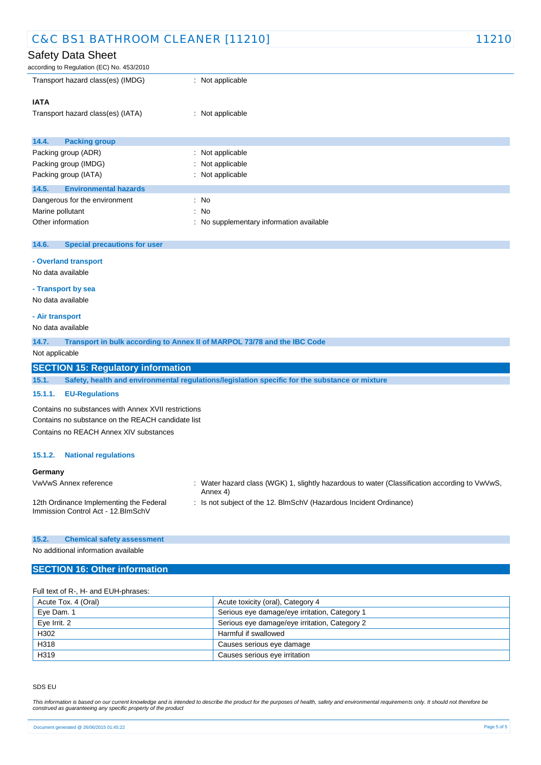Transport hazard class(es) (IMDG) : Not applicable

**IATA**

Transport hazard class(es) (IATA) : Not applicable

### 14.4. Packing group

Packing group (ADR) : Not applicable
Packing group (IMDG) : Not applicable
Packing group (IATA) : Not applicable

### 14.5. Environmental hazards

Dangerous for the environment : No
Marine pollutant : No
Other information : No supplementary information available

### 14.6. Special precautions for user

**- Overland transport**

No data available

**- Transport by sea**

No data available

**- Air transport**

No data available

### 14.7. Transport in bulk according to Annex II of MARPOL 73/78 and the IBC Code

Not applicable

## SECTION 15: Regulatory information

### 15.1. Safety, health and environmental regulations/legislation specific for the substance or mixture

#### 15.1.1. EU-Regulations

Contains no substances with Annex XVII restrictions
Contains no substance on the REACH candidate list
Contains no REACH Annex XIV substances

#### 15.1.2. National regulations

**Germany**

VwVwS Annex reference : Water hazard class (WGK) 1, slightly hazardous to water (Classification according to VwVwS, Annex 4)

12th Ordinance Implementing the Federal Immission Control Act - 12.BImSchV : Is not subject of the 12. BlmSchV (Hazardous Incident Ordinance)

### 15.2. Chemical safety assessment

No additional information available

## SECTION 16: Other information

Full text of R-, H- and EUH-phrases:

| | |
|---|---|
| Acute Tox. 4 (Oral) | Acute toxicity (oral), Category 4 |
| Eye Dam. 1 | Serious eye damage/eye irritation, Category 1 |
| Eye Irrit. 2 | Serious eye damage/eye irritation, Category 2 |
| H302 | Harmful if swallowed |
| H318 | Causes serious eye damage |
| H319 | Causes serious eye irritation |

SDS EU

*This information is based on our current knowledge and is intended to describe the product for the purposes of health, safety and environmental requirements only. It should not therefore be construed as guaranteeing any specific property of the product*